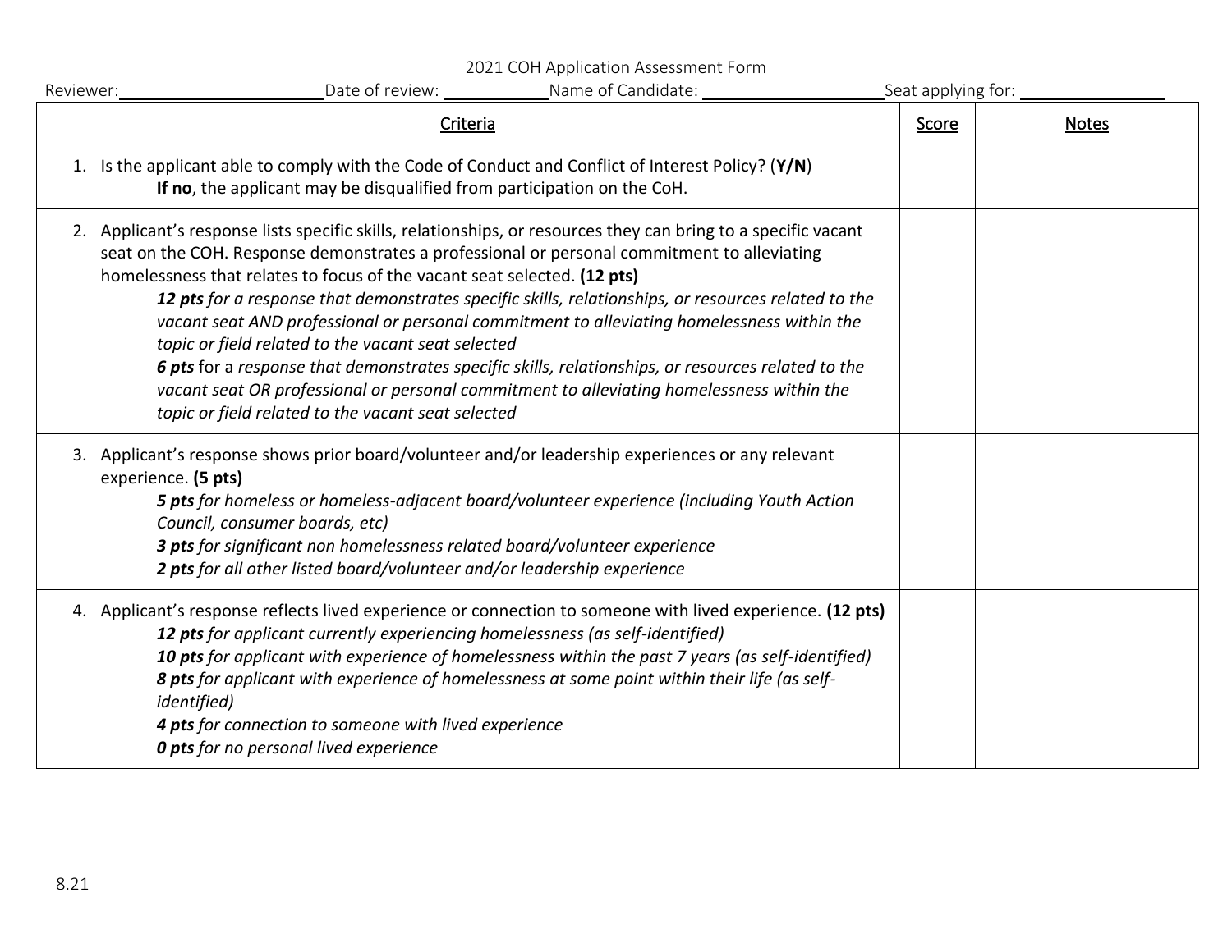2021 COH Application Assessment Form

Reviewer:\_\_\_\_\_\_\_\_\_\_\_\_\_\_\_\_\_\_\_\_\_\_ Date of review: \_\_\_\_\_\_\_\_\_\_\_\_ Name of Candidate: \_\_\_\_\_\_\_\_\_\_\_\_\_\_\_\_\_\_\_\_\_\_ Seat applying for: \_\_\_\_\_\_\_\_\_\_\_\_\_\_\_\_\_\_

| Criteria | Score | Notes |
|---|---|---|
| 1. Is the applicant able to comply with the Code of Conduct and Conflict of Interest Policy? (**Y/N**)<br>**If no**, the applicant may be disqualified from participation on the CoH. | | |
| 2. Applicant's response lists specific skills, relationships, or resources they can bring to a specific vacant seat on the COH. Response demonstrates a professional or personal commitment to alleviating homelessness that relates to focus of the vacant seat selected. **(12 pts)**<br>***12 pts*** *for a response that demonstrates specific skills, relationships, or resources related to the vacant seat AND professional or personal commitment to alleviating homelessness within the topic or field related to the vacant seat selected*<br>***6 pts*** for a *response that demonstrates specific skills, relationships, or resources related to the vacant seat OR professional or personal commitment to alleviating homelessness within the topic or field related to the vacant seat selected* | | |
| 3. Applicant's response shows prior board/volunteer and/or leadership experiences or any relevant experience. **(5 pts)**<br>***5 pts*** *for homeless or homeless-adjacent board/volunteer experience (including Youth Action Council, consumer boards, etc)*<br>***3 pts*** *for significant non homelessness related board/volunteer experience*<br>***2 pts*** *for all other listed board/volunteer and/or leadership experience* | | |
| 4. Applicant's response reflects lived experience or connection to someone with lived experience. **(12 pts)**<br>***12 pts*** *for applicant currently experiencing homelessness (as self-identified)*<br>***10 pts*** *for applicant with experience of homelessness within the past 7 years (as self-identified)*<br>***8 pts*** *for applicant with experience of homelessness at some point within their life (as self-identified)*<br>***4 pts*** *for connection to someone with lived experience*<br>***0 pts*** *for no personal lived experience* | | |

8.21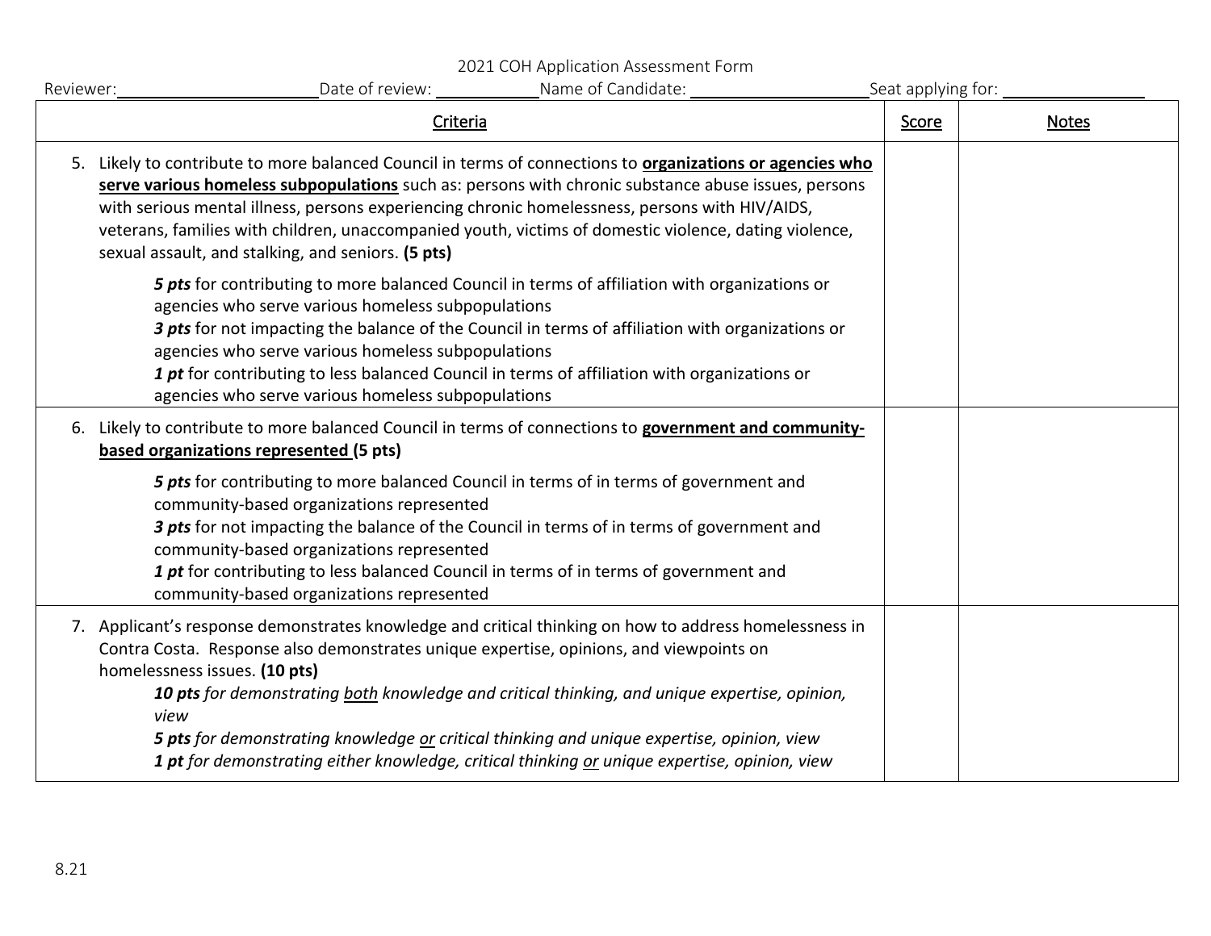2021 COH Application Assessment Form

Reviewer:\_\_\_\_\_\_\_\_\_\_\_\_\_\_\_\_\_\_\_\_\_\_ Date of review: \_\_\_\_\_\_\_\_\_\_\_\_ Name of Candidate: \_\_\_\_\_\_\_\_\_\_\_\_\_\_\_\_\_\_\_\_\_\_ Seat applying for: \_\_\_\_\_\_\_\_\_\_\_\_\_\_\_\_\_\_

| Criteria | Score | Notes |
|---|---|---|
| 5. Likely to contribute to more balanced Council in terms of connections to **organizations or agencies who serve various homeless subpopulations** such as: persons with chronic substance abuse issues, persons with serious mental illness, persons experiencing chronic homelessness, persons with HIV/AIDS, veterans, families with children, unaccompanied youth, victims of domestic violence, dating violence, sexual assault, and stalking, and seniors. **(5 pts)**<br><br>***5 pts*** for contributing to more balanced Council in terms of affiliation with organizations or agencies who serve various homeless subpopulations<br>***3 pts*** for not impacting the balance of the Council in terms of affiliation with organizations or agencies who serve various homeless subpopulations<br>***1 pt*** for contributing to less balanced Council in terms of affiliation with organizations or agencies who serve various homeless subpopulations | | |
| 6. Likely to contribute to more balanced Council in terms of connections to **government and community-based organizations represented (5 pts)**<br><br>***5 pts*** for contributing to more balanced Council in terms of in terms of government and community-based organizations represented<br>***3 pts*** for not impacting the balance of the Council in terms of in terms of government and community-based organizations represented<br>***1 pt*** for contributing to less balanced Council in terms of in terms of government and community-based organizations represented | | |
| 7. Applicant's response demonstrates knowledge and critical thinking on how to address homelessness in Contra Costa. Response also demonstrates unique expertise, opinions, and viewpoints on homelessness issues. **(10 pts)**<br>***10 pts*** *for demonstrating both knowledge and critical thinking, and unique expertise, opinion, view*<br>***5 pts*** *for demonstrating knowledge or critical thinking and unique expertise, opinion, view*<br>***1 pt*** *for demonstrating either knowledge, critical thinking or unique expertise, opinion, view* | | |

8.21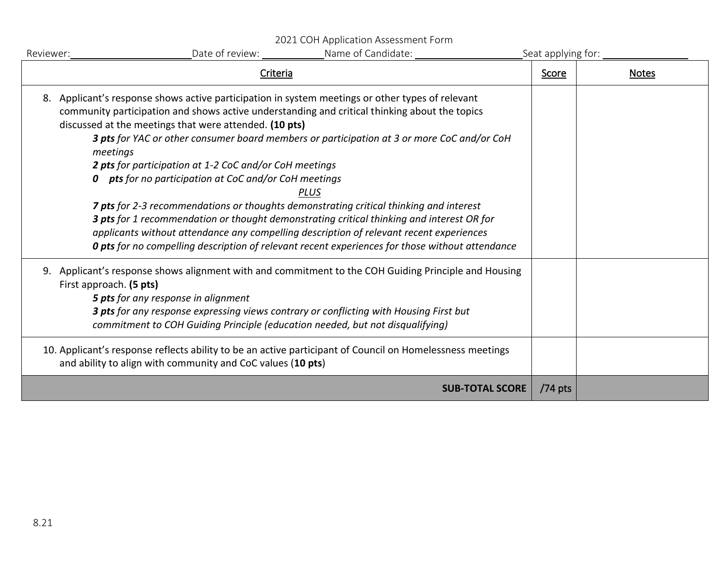2021 COH Application Assessment Form

Reviewer:______________________ Date of review: ____________ Name of Candidate: ____________________ Seat applying for: ________________

| <u>Criteria</u> | <u>Score</u> | <u>Notes</u> |
|---|---|---|
| 8. Applicant's response shows active participation in system meetings or other types of relevant community participation and shows active understanding and critical thinking about the topics discussed at the meetings that were attended. **(10 pts)**<br>***3 pts*** *for YAC or other consumer board members or participation at 3 or more CoC and/or CoH meetings*<br>***2 pts*** *for participation at 1-2 CoC and/or CoH meetings*<br>***0 pts*** *for no participation at CoC and/or CoH meetings*<br>*<u>PLUS</u>*<br>***7 pts*** *for 2-3 recommendations or thoughts demonstrating critical thinking and interest*<br>***3 pts*** *for 1 recommendation or thought demonstrating critical thinking and interest OR for applicants without attendance any compelling description of relevant recent experiences*<br>***0 pts*** *for no compelling description of relevant recent experiences for those without attendance* | | |
| 9. Applicant's response shows alignment with and commitment to the COH Guiding Principle and Housing First approach. **(5 pts)**<br>***5 pts*** *for any response in alignment*<br>***3 pts*** *for any response expressing views contrary or conflicting with Housing First but commitment to COH Guiding Principle (education needed, but not disqualifying)* | | |
| 10. Applicant's response reflects ability to be an active participant of Council on Homelessness meetings and ability to align with community and CoC values (**10 pts**) | | |
| **SUB-TOTAL SCORE** | /74 pts | |

8.21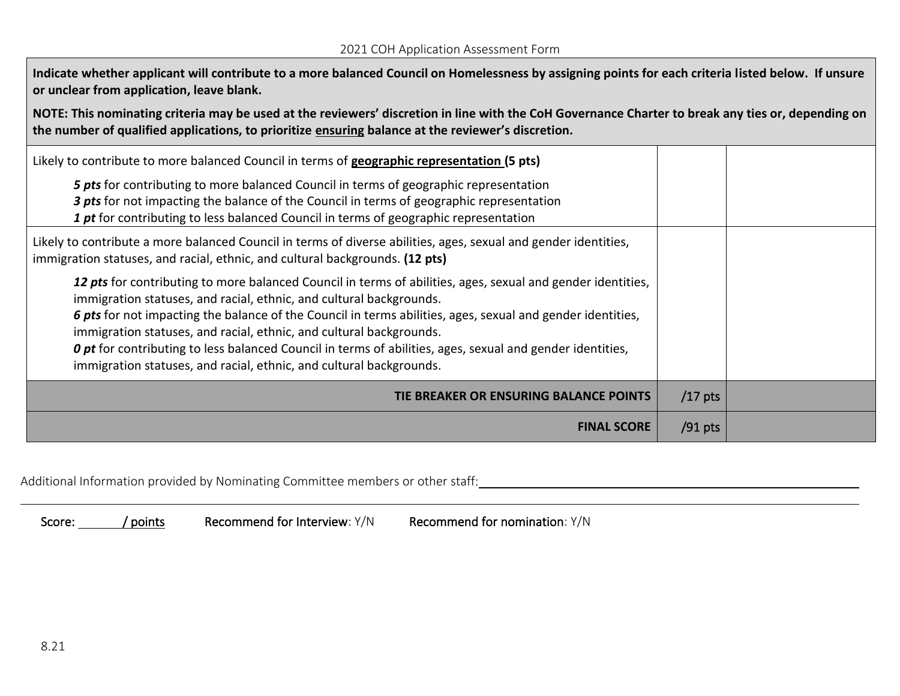| **Indicate whether applicant will contribute to a more balanced Council on Homelessness by assigning points for each criteria listed below. If unsure or unclear from application, leave blank.**<br><br>**NOTE: This nominating criteria may be used at the reviewers' discretion in line with the CoH Governance Charter to break any ties or, depending on the number of qualified applications, to prioritize ensuring balance at the reviewer's discretion.** | | |
|---|---|---|
| Likely to contribute to more balanced Council in terms of **geographic representation (5 pts)**<br><br>***5 pts*** for contributing to more balanced Council in terms of geographic representation<br>***3 pts*** for not impacting the balance of the Council in terms of geographic representation<br>***1 pt*** for contributing to less balanced Council in terms of geographic representation | | |
| Likely to contribute a more balanced Council in terms of diverse abilities, ages, sexual and gender identities, immigration statuses, and racial, ethnic, and cultural backgrounds. **(12 pts)**<br><br>***12 pts*** for contributing to more balanced Council in terms of abilities, ages, sexual and gender identities, immigration statuses, and racial, ethnic, and cultural backgrounds.<br>***6 pts*** for not impacting the balance of the Council in terms abilities, ages, sexual and gender identities, immigration statuses, and racial, ethnic, and cultural backgrounds.<br>***0 pt*** for contributing to less balanced Council in terms of abilities, ages, sexual and gender identities, immigration statuses, and racial, ethnic, and cultural backgrounds. | | |
| **TIE BREAKER OR ENSURING BALANCE POINTS** | /17 pts | |
| **FINAL SCORE** | /91 pts | |

Additional Information provided by Nominating Committee members or other staff: ______________________________

Score: ______ / points    Recommend for Interview: Y/N    Recommend for nomination: Y/N

8.21